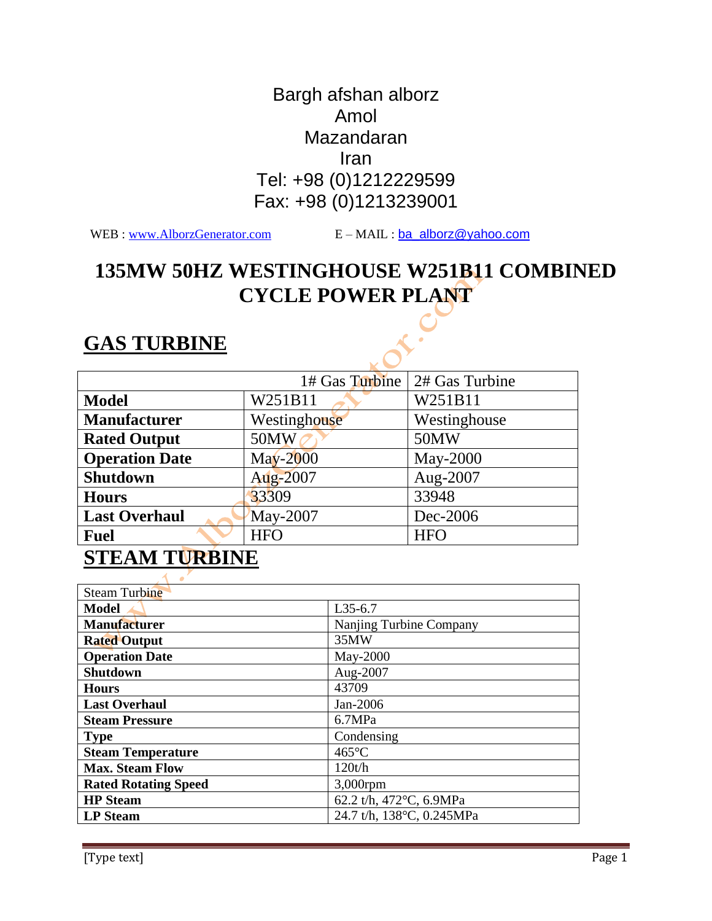Bargh afshan alborz
Amol
Mazandaran
Iran
Tel: +98 (0)1212229599
Fax: +98 (0)1213239001

WEB : www.AlborzGenerator.com E – MAIL : ba_alborz@yahoo.com

# 135MW 50HZ WESTINGHOUSE W251B11 COMBINED CYCLE POWER PLANT

## GAS TURBINE

| | 1# Gas Turbine | 2# Gas Turbine |
|---|---|---|
| **Model** | W251B11 | W251B11 |
| **Manufacturer** | Westinghouse | Westinghouse |
| **Rated Output** | 50MW | 50MW |
| **Operation Date** | May-2000 | May-2000 |
| **Shutdown** | Aug-2007 | Aug-2007 |
| **Hours** | 33309 | 33948 |
| **Last Overhaul** | May-2007 | Dec-2006 |
| **Fuel** | HFO | HFO |

## STEAM TURBINE

| Steam Turbine | |
|---|---|
| **Model** | L35-6.7 |
| **Manufacturer** | Nanjing Turbine Company |
| **Rated Output** | 35MW |
| **Operation Date** | May-2000 |
| **Shutdown** | Aug-2007 |
| **Hours** | 43709 |
| **Last Overhaul** | Jan-2006 |
| **Steam Pressure** | 6.7MPa |
| **Type** | Condensing |
| **Steam Temperature** | 465°C |
| **Max. Steam Flow** | 120t/h |
| **Rated Rotating Speed** | 3,000rpm |
| **HP Steam** | 62.2 t/h, 472°C, 6.9MPa |
| **LP Steam** | 24.7 t/h, 138°C, 0.245MPa |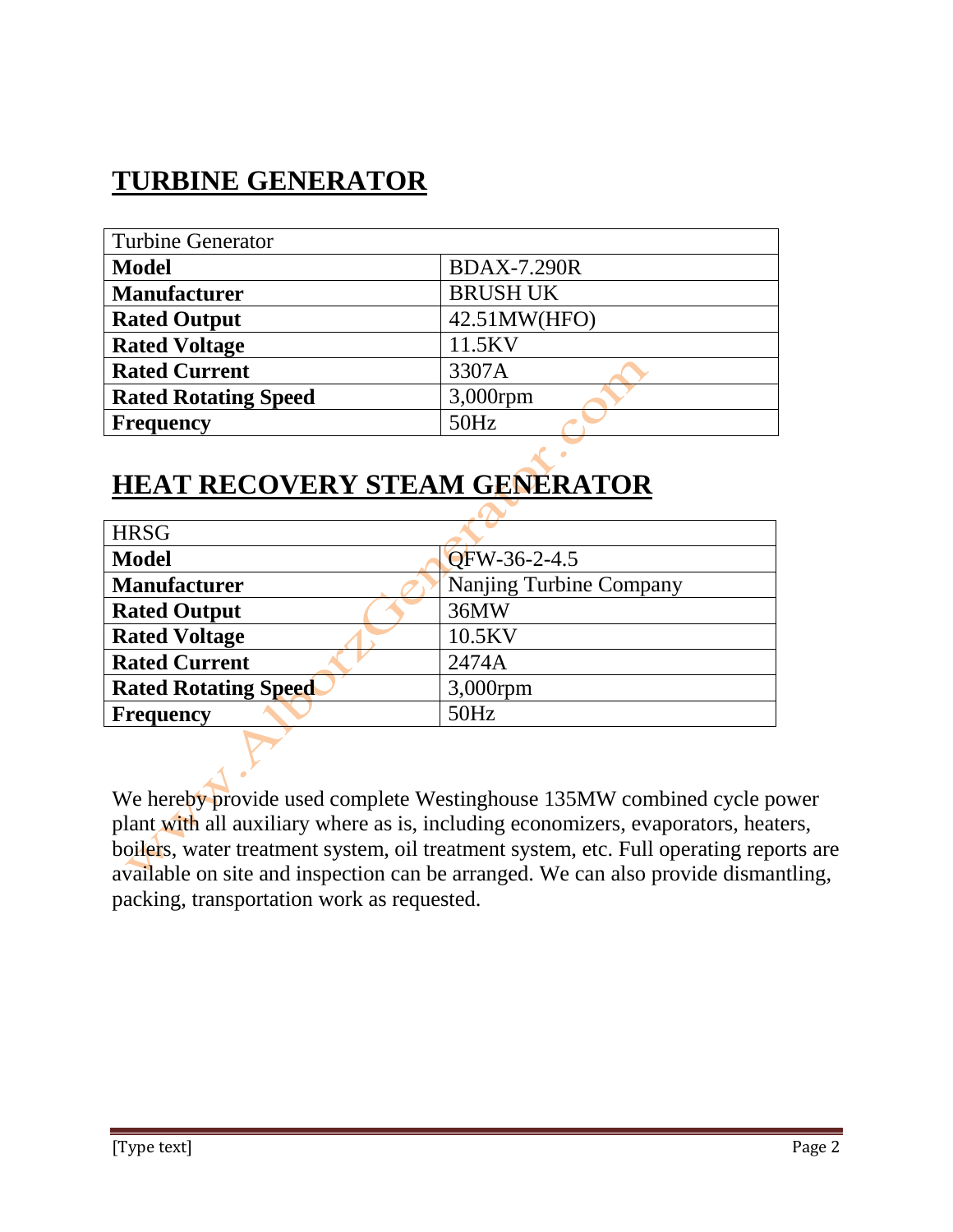## TURBINE GENERATOR

| Turbine Generator | |
|---|---|
| **Model** | BDAX-7.290R |
| **Manufacturer** | BRUSH UK |
| **Rated Output** | 42.51MW(HFO) |
| **Rated Voltage** | 11.5KV |
| **Rated Current** | 3307A |
| **Rated Rotating Speed** | 3,000rpm |
| **Frequency** | 50Hz |

## HEAT RECOVERY STEAM GENERATOR

| HRSG | |
|---|---|
| **Model** | QFW-36-2-4.5 |
| **Manufacturer** | Nanjing Turbine Company |
| **Rated Output** | 36MW |
| **Rated Voltage** | 10.5KV |
| **Rated Current** | 2474A |
| **Rated Rotating Speed** | 3,000rpm |
| **Frequency** | 50Hz |

We hereby provide used complete Westinghouse 135MW combined cycle power plant with all auxiliary where as is, including economizers, evaporators, heaters, boilers, water treatment system, oil treatment system, etc. Full operating reports are available on site and inspection can be arranged. We can also provide dismantling, packing, transportation work as requested.